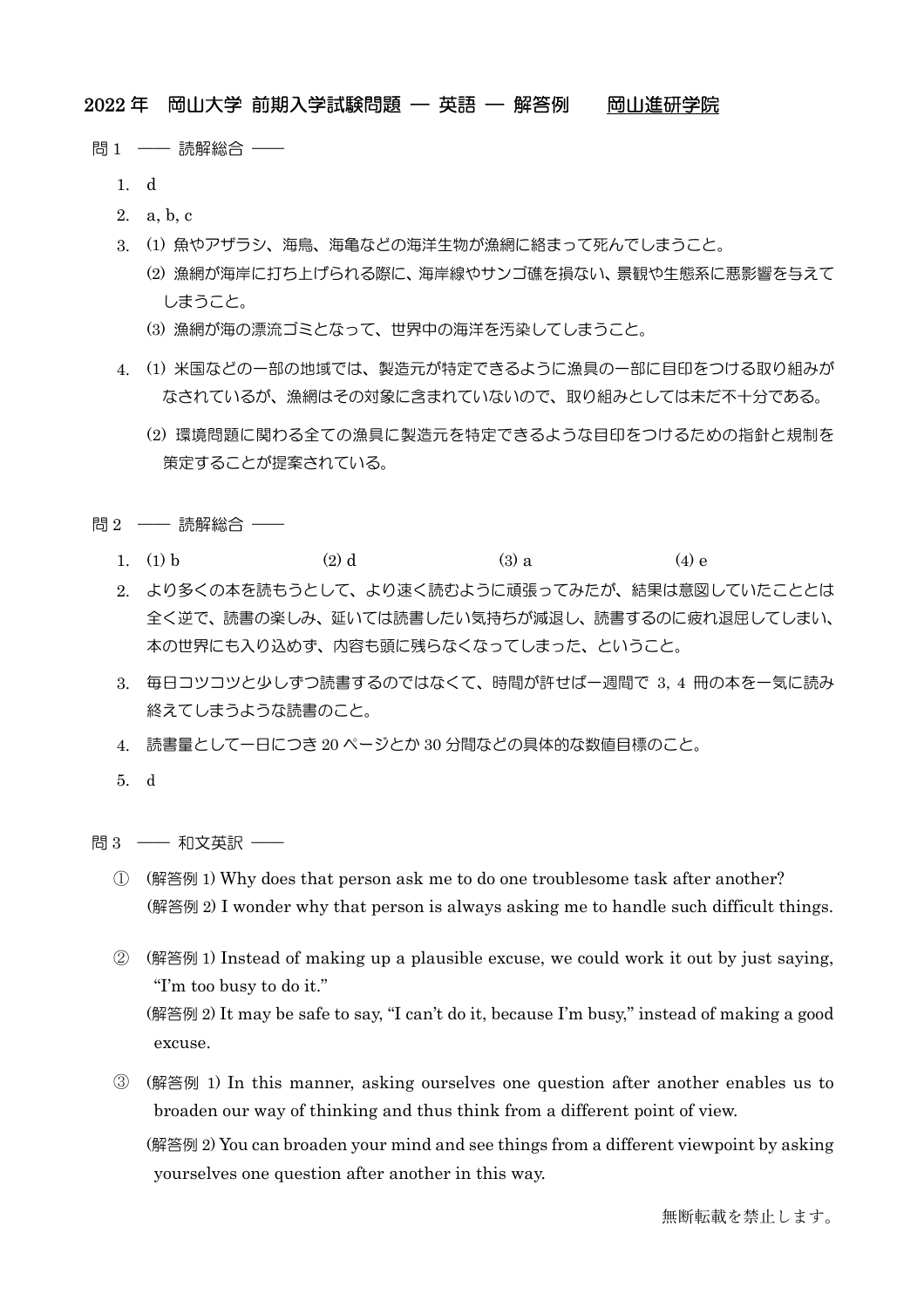# 2022 年　岡山大学 前期入学試験問題 ― 英語 ― 解答例　　岡山進研学院

## 問 1　―― 読解総合 ――

1. d
2. a, b, c
3. (1) 魚やアザラシ、海鳥、海亀などの海洋生物が漁網に絡まって死んでしまうこと。
   (2) 漁網が海岸に打ち上げられる際に、海岸線やサンゴ礁を損ない、景観や生態系に悪影響を与えてしまうこと。
   (3) 漁網が海の漂流ゴミとなって、世界中の海洋を汚染してしまうこと。
4. (1) 米国などの一部の地域では、製造元が特定できるように漁具の一部に目印をつける取り組みがなされているが、漁網はその対象に含まれていないので、取り組みとしては未だ不十分である。
   (2) 環境問題に関わる全ての漁具に製造元を特定できるような目印をつけるための指針と規制を策定することが提案されている。

## 問 2　―― 読解総合 ――

1. (1) b　　(2) d　　(3) a　　(4) e
2. より多くの本を読もうとして、より速く読むように頑張ってみたが、結果は意図していたこととは全く逆で、読書の楽しみ、延いては読書したい気持ちが減退し、読書するのに疲れ退屈してしまい、本の世界にも入り込めず、内容も頭に残らなくなってしまった、ということ。
3. 毎日コツコツと少しずつ読書するのではなくて、時間が許せば一週間で 3, 4 冊の本を一気に読み終えてしまうような読書のこと。
4. 読書量として一日につき 20 ページとか 30 分間などの具体的な数値目標のこと。
5. d

## 問 3　―― 和文英訳 ――

① (解答例 1) Why does that person ask me to do one troublesome task after another?
(解答例 2) I wonder why that person is always asking me to handle such difficult things.

② (解答例 1) Instead of making up a plausible excuse, we could work it out by just saying, "I'm too busy to do it."
(解答例 2) It may be safe to say, "I can't do it, because I'm busy," instead of making a good excuse.

③ (解答例 1) In this manner, asking ourselves one question after another enables us to broaden our way of thinking and thus think from a different point of view.
(解答例 2) You can broaden your mind and see things from a different viewpoint by asking yourselves one question after another in this way.

無断転載を禁止します。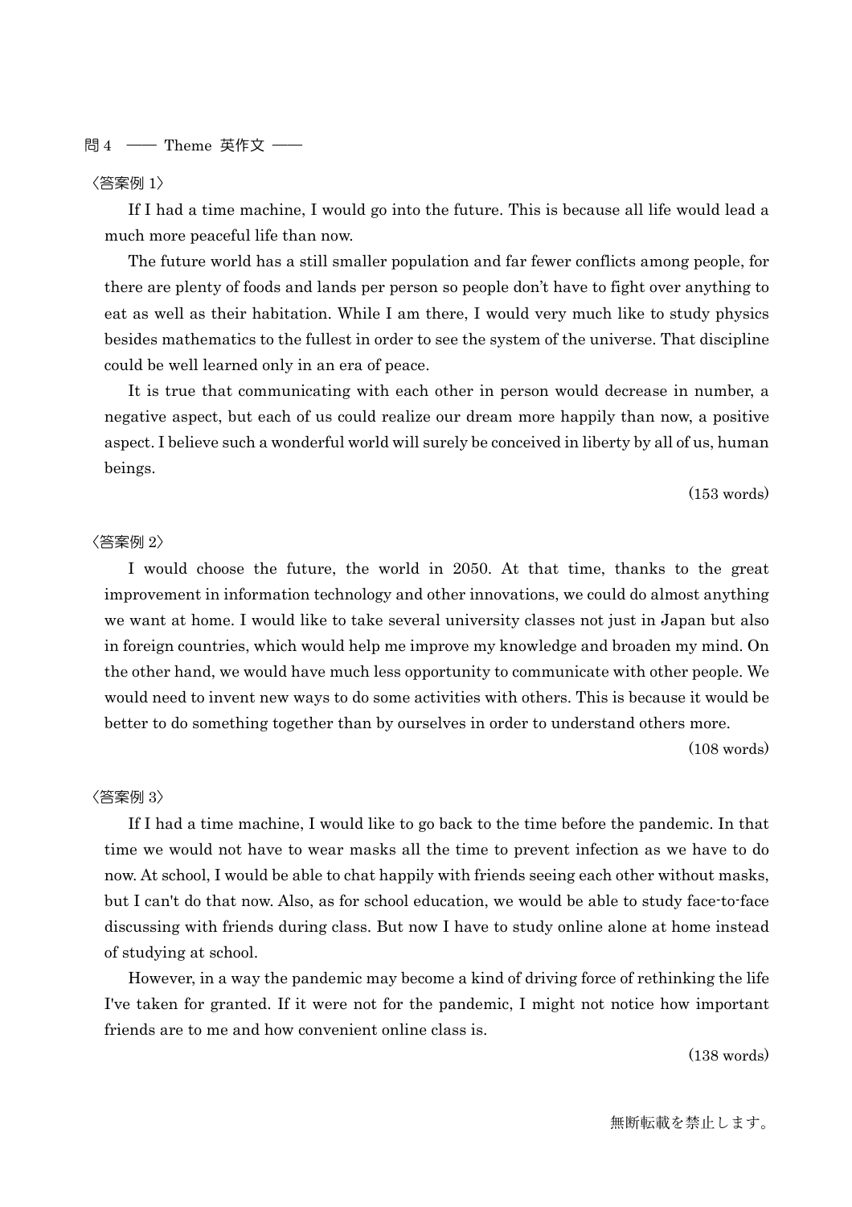問 4 ―― Theme 英作文 ――

〈答案例 1〉

If I had a time machine, I would go into the future. This is because all life would lead a much more peaceful life than now.

The future world has a still smaller population and far fewer conflicts among people, for there are plenty of foods and lands per person so people don't have to fight over anything to eat as well as their habitation. While I am there, I would very much like to study physics besides mathematics to the fullest in order to see the system of the universe. That discipline could be well learned only in an era of peace.

It is true that communicating with each other in person would decrease in number, a negative aspect, but each of us could realize our dream more happily than now, a positive aspect. I believe such a wonderful world will surely be conceived in liberty by all of us, human beings.

(153 words)

〈答案例 2〉

I would choose the future, the world in 2050. At that time, thanks to the great improvement in information technology and other innovations, we could do almost anything we want at home. I would like to take several university classes not just in Japan but also in foreign countries, which would help me improve my knowledge and broaden my mind. On the other hand, we would have much less opportunity to communicate with other people. We would need to invent new ways to do some activities with others. This is because it would be better to do something together than by ourselves in order to understand others more.

(108 words)

〈答案例 3〉

If I had a time machine, I would like to go back to the time before the pandemic. In that time we would not have to wear masks all the time to prevent infection as we have to do now. At school, I would be able to chat happily with friends seeing each other without masks, but I can't do that now. Also, as for school education, we would be able to study face-to-face discussing with friends during class. But now I have to study online alone at home instead of studying at school.

However, in a way the pandemic may become a kind of driving force of rethinking the life I've taken for granted. If it were not for the pandemic, I might not notice how important friends are to me and how convenient online class is.

(138 words)

無断転載を禁止します。